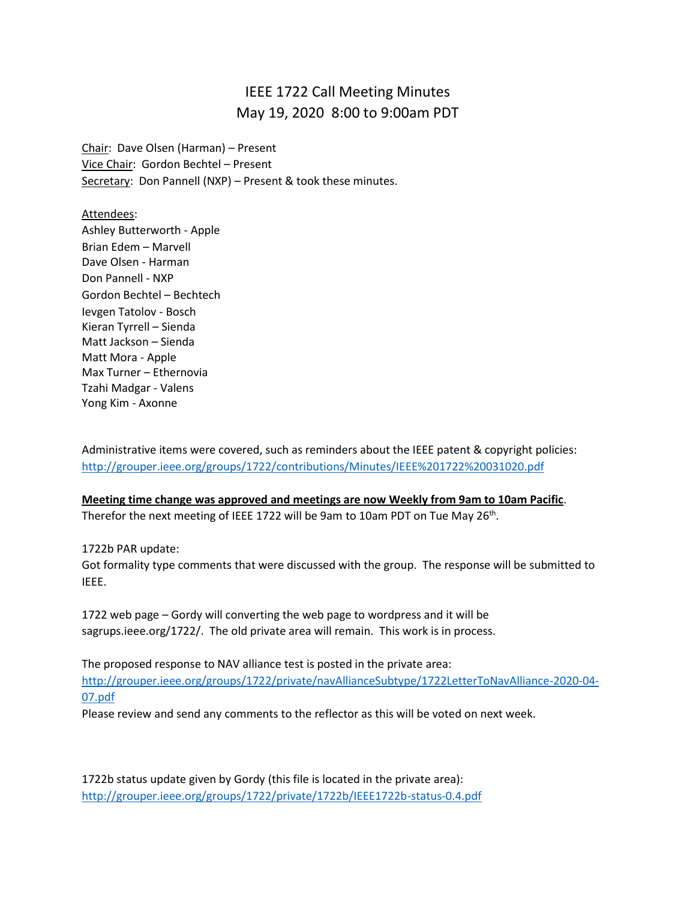# IEEE 1722 Call Meeting Minutes
## May 19, 2020 8:00 to 9:00am PDT

Chair: Dave Olsen (Harman) – Present
Vice Chair: Gordon Bechtel – Present
Secretary: Don Pannell (NXP) – Present & took these minutes.

Attendees:
Ashley Butterworth - Apple
Brian Edem – Marvell
Dave Olsen - Harman
Don Pannell - NXP
Gordon Bechtel – Bechtech
Ievgen Tatolov - Bosch
Kieran Tyrrell – Sienda
Matt Jackson – Sienda
Matt Mora - Apple
Max Turner – Ethernovia
Tzahi Madgar - Valens
Yong Kim - Axonne

Administrative items were covered, such as reminders about the IEEE patent & copyright policies:
http://grouper.ieee.org/groups/1722/contributions/Minutes/IEEE%201722%20031020.pdf

**Meeting time change was approved and meetings are now Weekly from 9am to 10am Pacific**.
Therefor the next meeting of IEEE 1722 will be 9am to 10am PDT on Tue May 26th.

1722b PAR update:
Got formality type comments that were discussed with the group. The response will be submitted to IEEE.

1722 web page – Gordy will converting the web page to wordpress and it will be sagrups.ieee.org/1722/. The old private area will remain. This work is in process.

The proposed response to NAV alliance test is posted in the private area:
http://grouper.ieee.org/groups/1722/private/navAllianceSubtype/1722LetterToNavAlliance-2020-04-07.pdf
Please review and send any comments to the reflector as this will be voted on next week.

1722b status update given by Gordy (this file is located in the private area):
http://grouper.ieee.org/groups/1722/private/1722b/IEEE1722b-status-0.4.pdf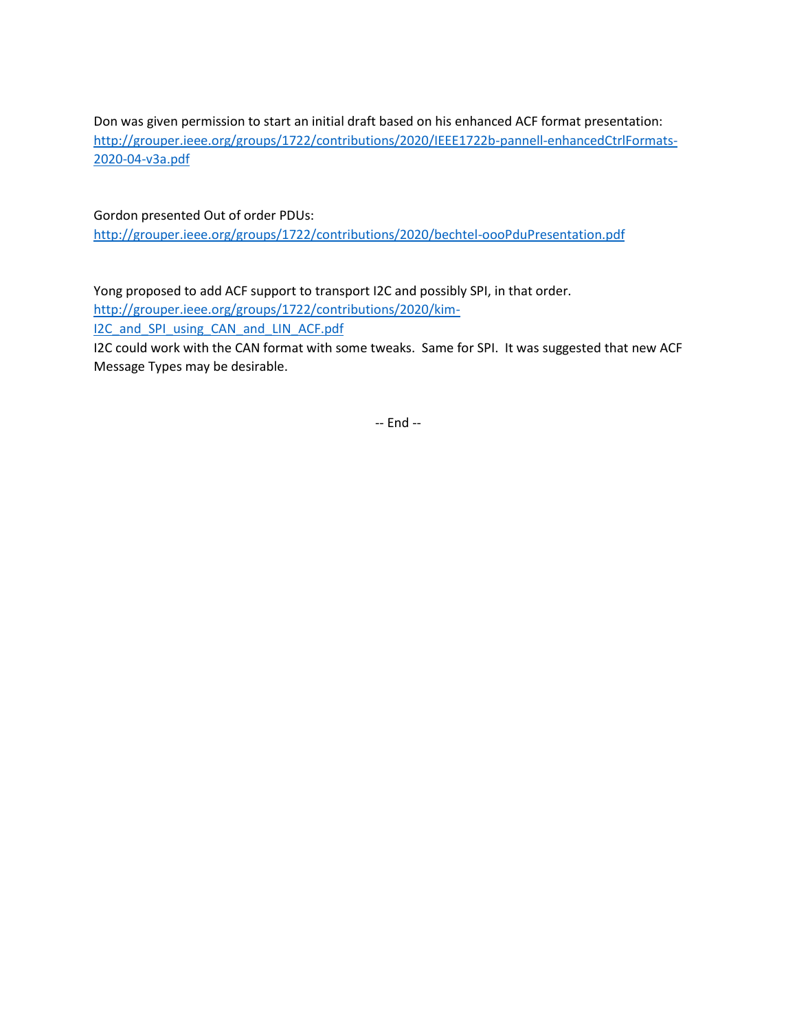Don was given permission to start an initial draft based on his enhanced ACF format presentation: [http://grouper.ieee.org/groups/1722/contributions/2020/IEEE1722b-pannell-enhancedCtrlFormats-2020-04-v3a.pdf](http://grouper.ieee.org/groups/1722/contributions/2020/IEEE1722b-pannell-enhancedCtrlFormats-2020-04-v3a.pdf)

Gordon presented Out of order PDUs:
[http://grouper.ieee.org/groups/1722/contributions/2020/bechtel-oooPduPresentation.pdf](http://grouper.ieee.org/groups/1722/contributions/2020/bechtel-oooPduPresentation.pdf)

Yong proposed to add ACF support to transport I2C and possibly SPI, in that order.
[http://grouper.ieee.org/groups/1722/contributions/2020/kim-I2C_and_SPI_using_CAN_and_LIN_ACF.pdf](http://grouper.ieee.org/groups/1722/contributions/2020/kim-I2C_and_SPI_using_CAN_and_LIN_ACF.pdf)
I2C could work with the CAN format with some tweaks. Same for SPI. It was suggested that new ACF Message Types may be desirable.

-- End --